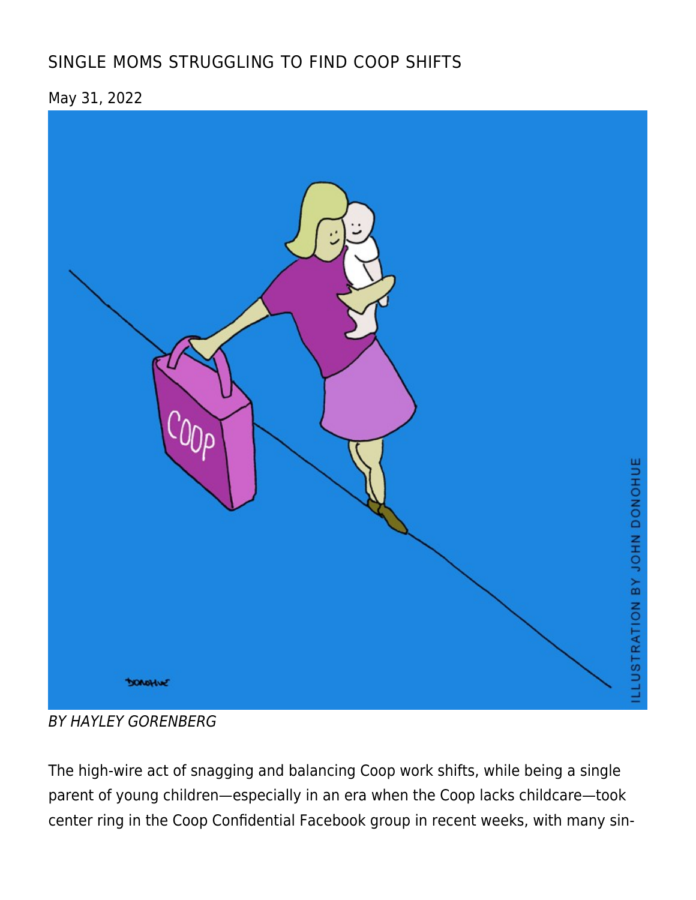# SINGLE MOMS STRUGGLING TO FIND COOP SHIFTS

May 31, 2022

ILLUSTRATION BY JOHN DONOHUE

*BY HAYLEY GORENBERG*

The high-wire act of snagging and balancing Coop work shifts, while being a single parent of young children—especially in an era when the Coop lacks childcare—took center ring in the Coop Confidential Facebook group in recent weeks, with many sin-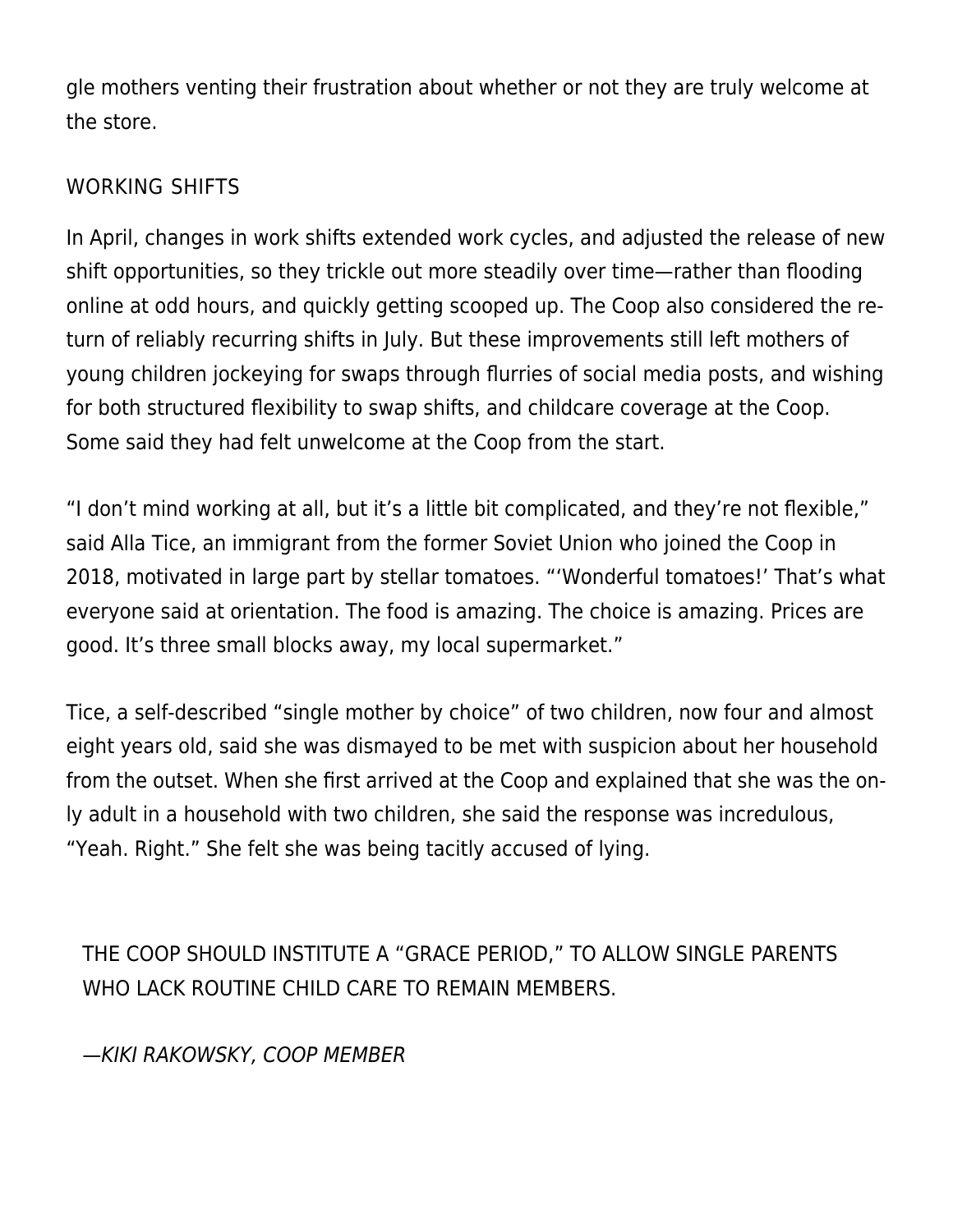gle mothers venting their frustration about whether or not they are truly welcome at the store.

## WORKING SHIFTS

In April, changes in work shifts extended work cycles, and adjusted the release of new shift opportunities, so they trickle out more steadily over time—rather than flooding online at odd hours, and quickly getting scooped up. The Coop also considered the return of reliably recurring shifts in July. But these improvements still left mothers of young children jockeying for swaps through flurries of social media posts, and wishing for both structured flexibility to swap shifts, and childcare coverage at the Coop. Some said they had felt unwelcome at the Coop from the start.

"I don't mind working at all, but it's a little bit complicated, and they're not flexible," said Alla Tice, an immigrant from the former Soviet Union who joined the Coop in 2018, motivated in large part by stellar tomatoes. "'Wonderful tomatoes!' That's what everyone said at orientation. The food is amazing. The choice is amazing. Prices are good. It's three small blocks away, my local supermarket."

Tice, a self-described "single mother by choice" of two children, now four and almost eight years old, said she was dismayed to be met with suspicion about her household from the outset. When she first arrived at the Coop and explained that she was the only adult in a household with two children, she said the response was incredulous, "Yeah. Right." She felt she was being tacitly accused of lying.

> THE COOP SHOULD INSTITUTE A "GRACE PERIOD," TO ALLOW SINGLE PARENTS WHO LACK ROUTINE CHILD CARE TO REMAIN MEMBERS.
>
> *—KIKI RAKOWSKY, COOP MEMBER*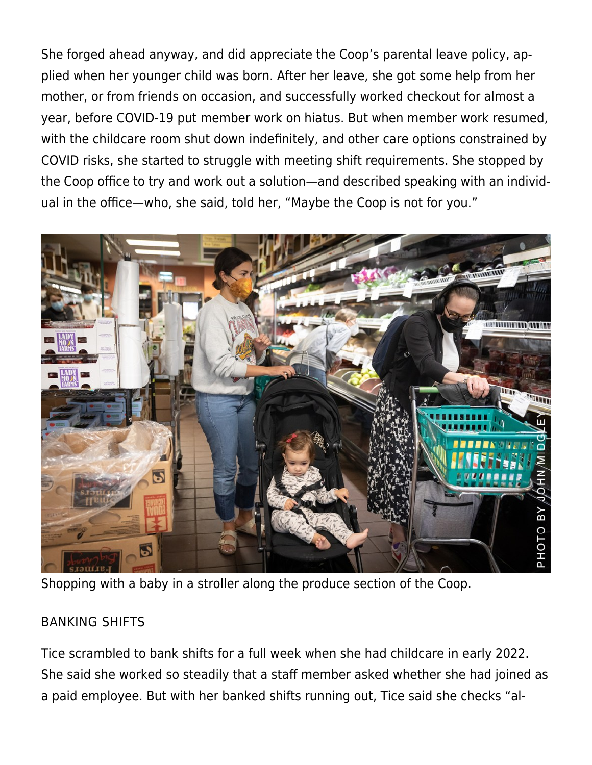She forged ahead anyway, and did appreciate the Coop's parental leave policy, applied when her younger child was born. After her leave, she got some help from her mother, or from friends on occasion, and successfully worked checkout for almost a year, before COVID-19 put member work on hiatus. But when member work resumed, with the childcare room shut down indefinitely, and other care options constrained by COVID risks, she started to struggle with meeting shift requirements. She stopped by the Coop office to try and work out a solution—and described speaking with an individual in the office—who, she said, told her, "Maybe the Coop is not for you."

Shopping with a baby in a stroller along the produce section of the Coop.

BANKING SHIFTS

Tice scrambled to bank shifts for a full week when she had childcare in early 2022. She said she worked so steadily that a staff member asked whether she had joined as a paid employee. But with her banked shifts running out, Tice said she checks "al-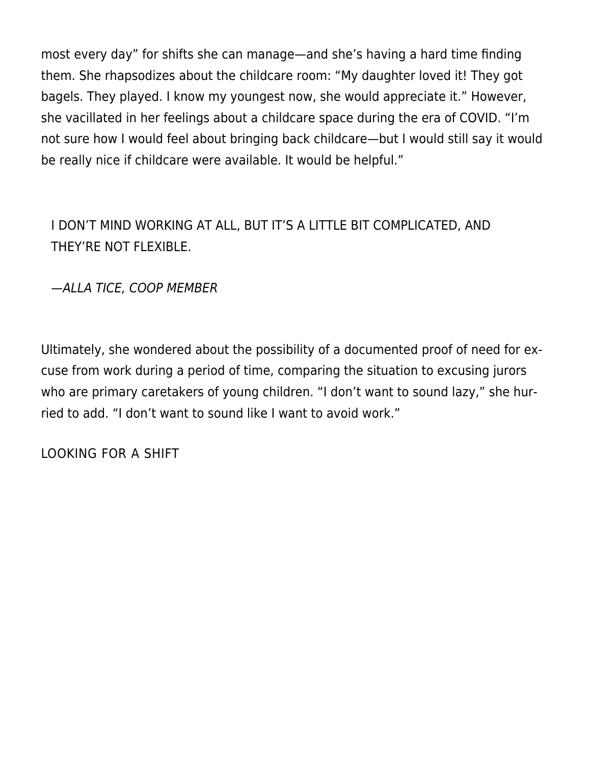most every day" for shifts she can manage—and she's having a hard time finding them. She rhapsodizes about the childcare room: "My daughter loved it! They got bagels. They played. I know my youngest now, she would appreciate it." However, she vacillated in her feelings about a childcare space during the era of COVID. "I'm not sure how I would feel about bringing back childcare—but I would still say it would be really nice if childcare were available. It would be helpful."

> I DON'T MIND WORKING AT ALL, BUT IT'S A LITTLE BIT COMPLICATED, AND THEY'RE NOT FLEXIBLE.
>
> *—ALLA TICE, COOP MEMBER*

Ultimately, she wondered about the possibility of a documented proof of need for excuse from work during a period of time, comparing the situation to excusing jurors who are primary caretakers of young children. "I don't want to sound lazy," she hurried to add. "I don't want to sound like I want to avoid work."

## LOOKING FOR A SHIFT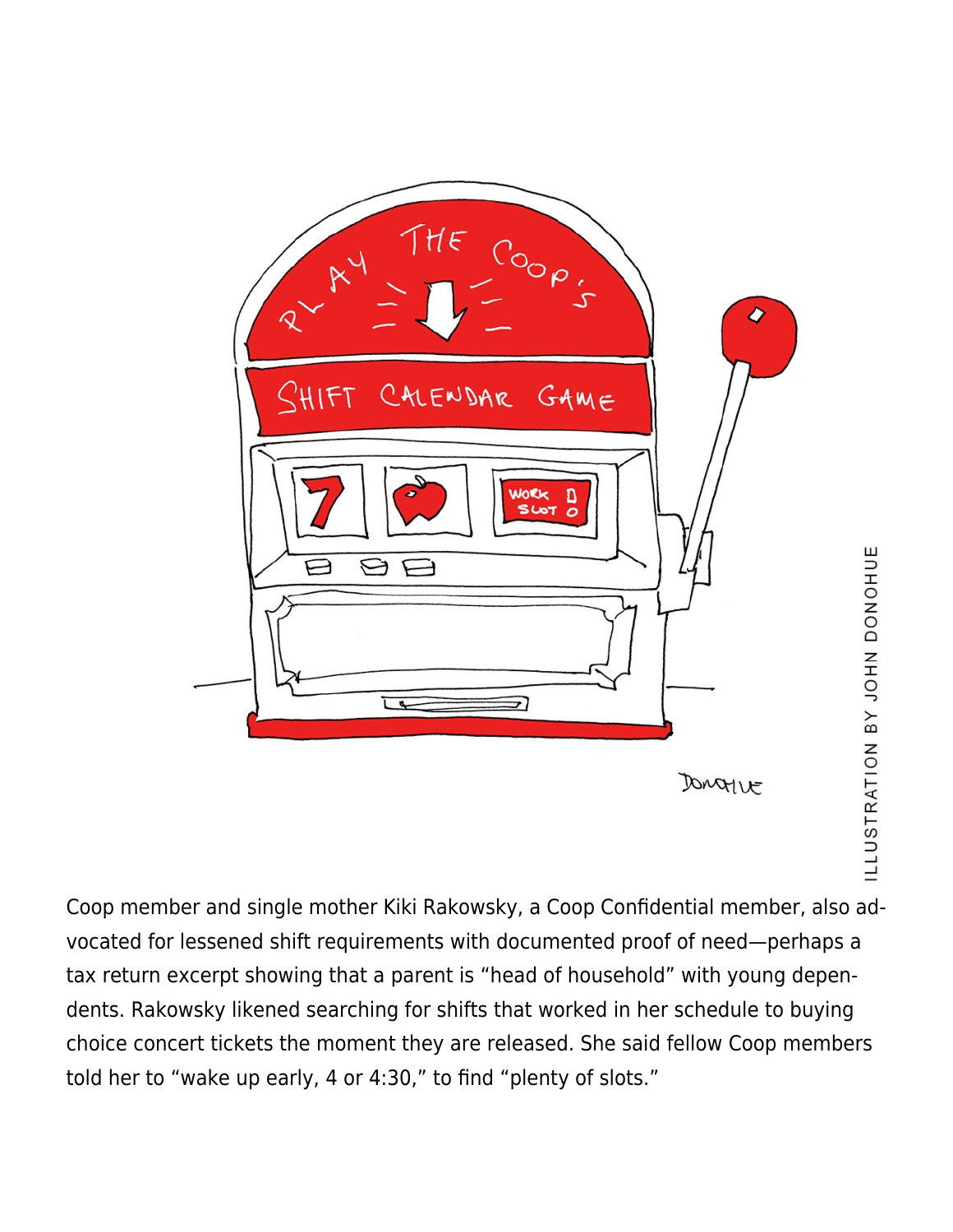ILLUSTRATION BY JOHN DONOHUE

Coop member and single mother Kiki Rakowsky, a Coop Confidential member, also advocated for lessened shift requirements with documented proof of need—perhaps a tax return excerpt showing that a parent is "head of household" with young dependents. Rakowsky likened searching for shifts that worked in her schedule to buying choice concert tickets the moment they are released. She said fellow Coop members told her to "wake up early, 4 or 4:30," to find "plenty of slots."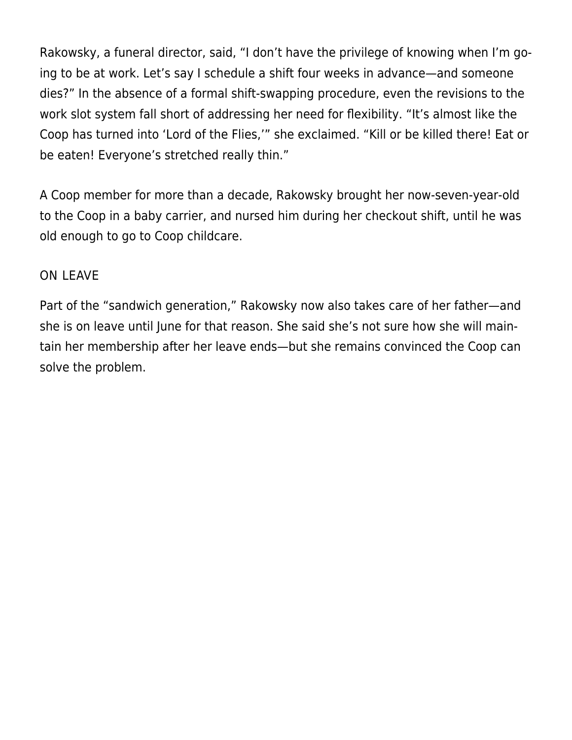Rakowsky, a funeral director, said, "I don't have the privilege of knowing when I'm going to be at work. Let's say I schedule a shift four weeks in advance—and someone dies?" In the absence of a formal shift-swapping procedure, even the revisions to the work slot system fall short of addressing her need for flexibility. "It's almost like the Coop has turned into 'Lord of the Flies,'" she exclaimed. "Kill or be killed there! Eat or be eaten! Everyone's stretched really thin."

A Coop member for more than a decade, Rakowsky brought her now-seven-year-old to the Coop in a baby carrier, and nursed him during her checkout shift, until he was old enough to go to Coop childcare.

## ON LEAVE

Part of the "sandwich generation," Rakowsky now also takes care of her father—and she is on leave until June for that reason. She said she's not sure how she will maintain her membership after her leave ends—but she remains convinced the Coop can solve the problem.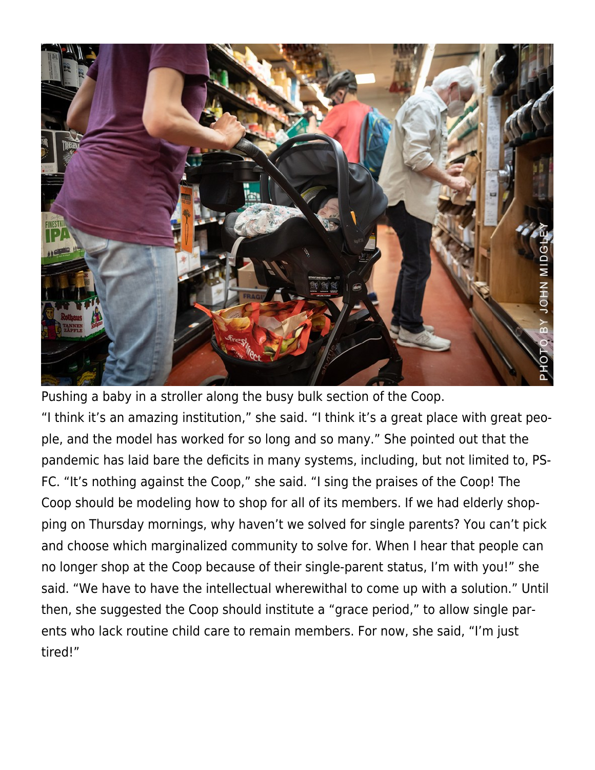Pushing a baby in a stroller along the busy bulk section of the Coop.

"I think it's an amazing institution," she said. "I think it's a great place with great people, and the model has worked for so long and so many." She pointed out that the pandemic has laid bare the deficits in many systems, including, but not limited to, PSFC. "It's nothing against the Coop," she said. "I sing the praises of the Coop! The Coop should be modeling how to shop for all of its members. If we had elderly shopping on Thursday mornings, why haven't we solved for single parents? You can't pick and choose which marginalized community to solve for. When I hear that people can no longer shop at the Coop because of their single-parent status, I'm with you!" she said. "We have to have the intellectual wherewithal to come up with a solution." Until then, she suggested the Coop should institute a "grace period," to allow single parents who lack routine child care to remain members. For now, she said, "I'm just tired!"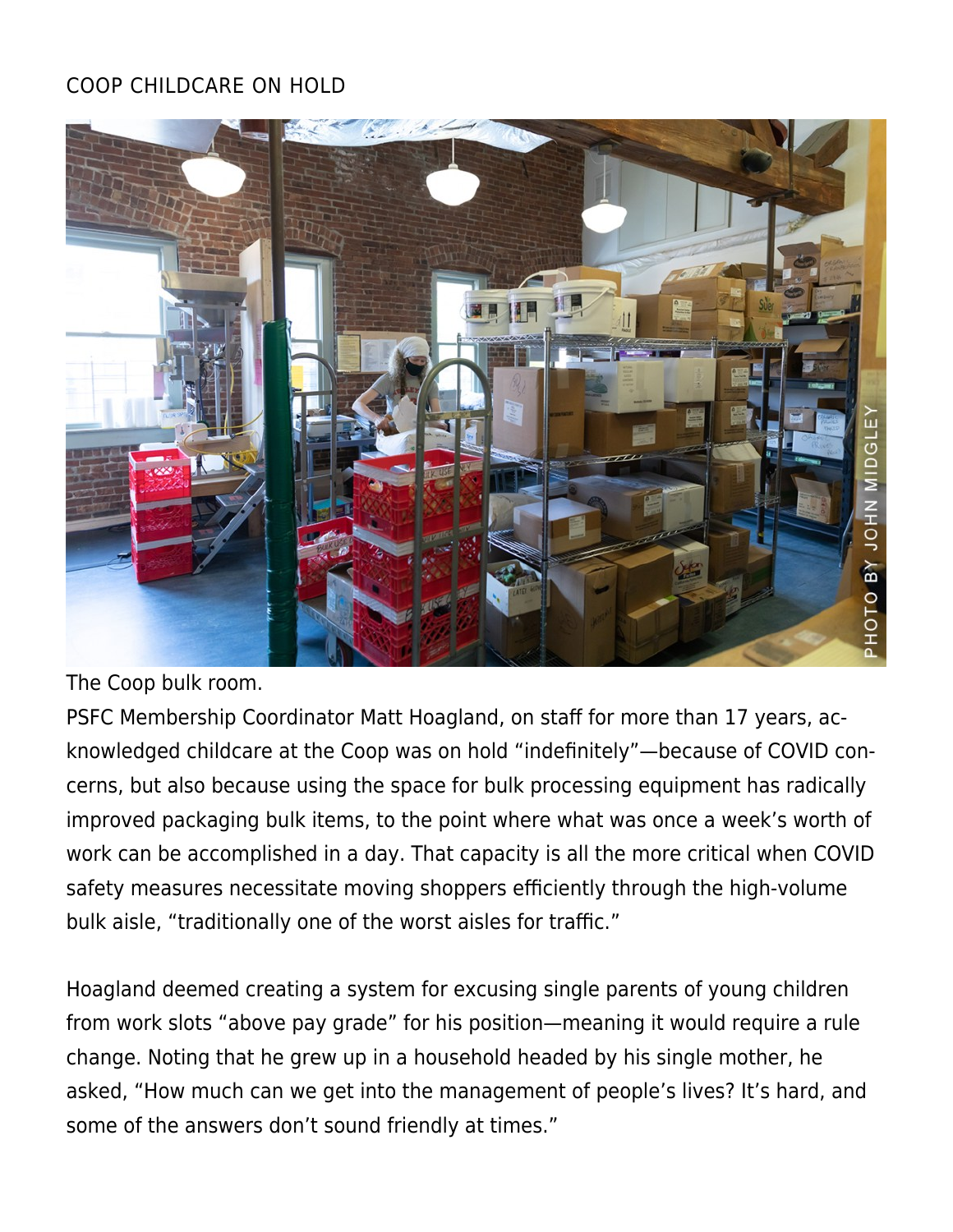## COOP CHILDCARE ON HOLD

The Coop bulk room.

PSFC Membership Coordinator Matt Hoagland, on staff for more than 17 years, acknowledged childcare at the Coop was on hold "indefinitely"—because of COVID concerns, but also because using the space for bulk processing equipment has radically improved packaging bulk items, to the point where what was once a week's worth of work can be accomplished in a day. That capacity is all the more critical when COVID safety measures necessitate moving shoppers efficiently through the high-volume bulk aisle, "traditionally one of the worst aisles for traffic."

Hoagland deemed creating a system for excusing single parents of young children from work slots "above pay grade" for his position—meaning it would require a rule change. Noting that he grew up in a household headed by his single mother, he asked, "How much can we get into the management of people's lives? It's hard, and some of the answers don't sound friendly at times."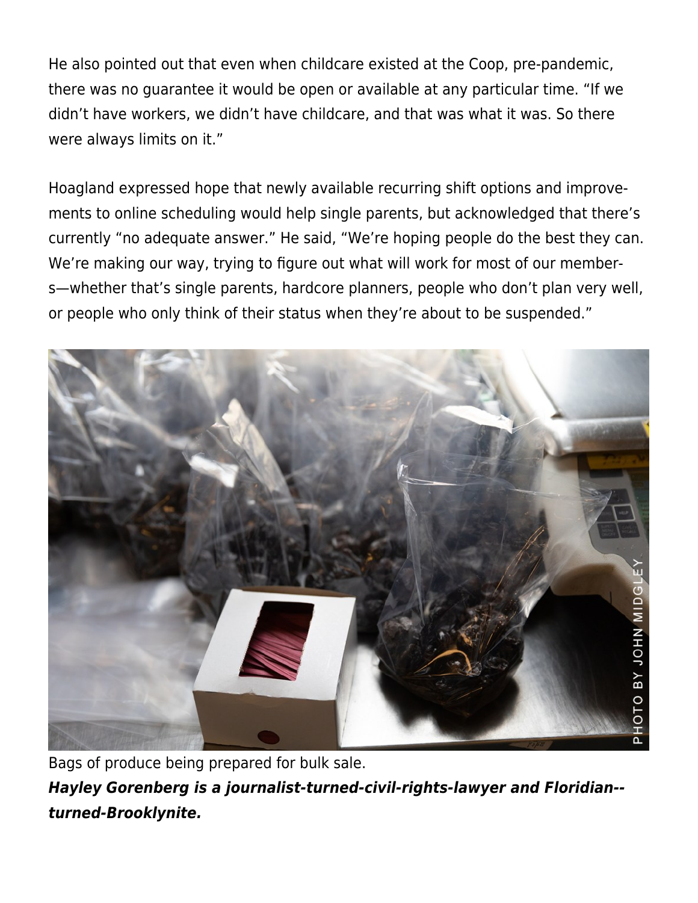He also pointed out that even when childcare existed at the Coop, pre-pandemic, there was no guarantee it would be open or available at any particular time. "If we didn't have workers, we didn't have childcare, and that was what it was. So there were always limits on it."

Hoagland expressed hope that newly available recurring shift options and improvements to online scheduling would help single parents, but acknowledged that there's currently "no adequate answer." He said, "We're hoping people do the best they can. We're making our way, trying to figure out what will work for most of our members—whether that's single parents, hardcore planners, people who don't plan very well, or people who only think of their status when they're about to be suspended."

Bags of produce being prepared for bulk sale.

***Hayley Gorenberg is a journalist-turned-civil-rights-lawyer and Floridian--turned-Brooklynite.***